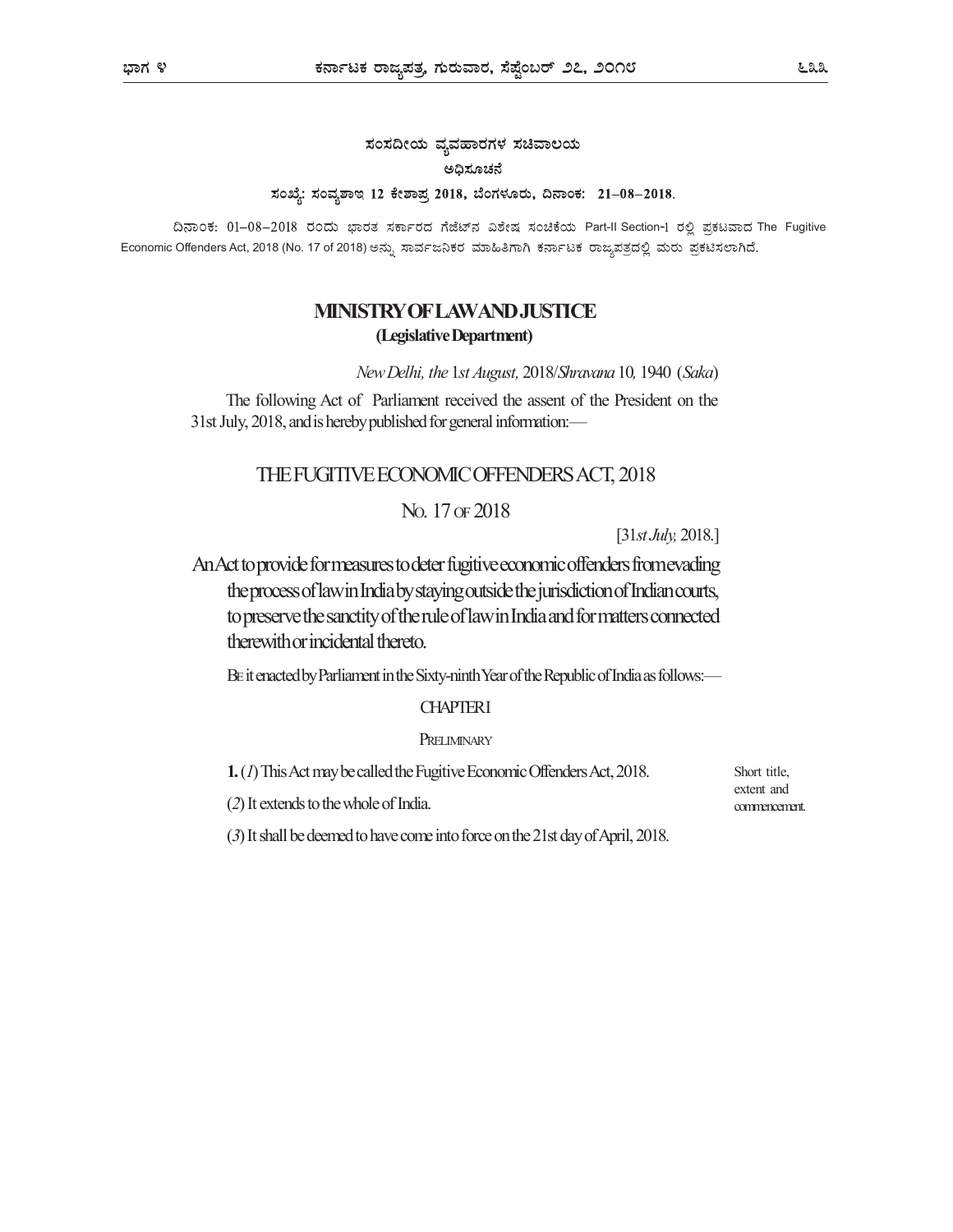ಸಂಸದೀಯ ವ್ಯವಹಾರಗಳ ಸಚಿವಾಲಯ

ಅಧಿಸೂಚನೆ

**ಸಂಖ್ಯೆ: ಸಂವ್ಯಶಾಇ 12 ಕೇಶಾಪ್ರ 2018, ಬೆಂಗಳೂರು, ದಿನಾಂಕ: 21–08–2018.**

ದಿನಾಂಕ: 01–08–2018 ರಂದು ಭಾರತ ಸರ್ಕಾರದ ಗೆಜೆಟ್‌ನ ವಿಶೇಷ ಸಂಚಿಕೆಯ Part-II Section-1 ರಲ್ಲಿ ಪ್ರಕಟವಾದ The Fugitive Economic Offenders Act, 2018 (No. 17 of 2018) ಅನ್ನು ಸಾರ್ವಜನಿಕರ ಮಾಹಿತಿಗಾಗಿ ಕರ್ನಾಟಕ ರಾಜ್ಯಪತ್ರದಲ್ಲಿ ಮರು ಪ್ರಕಟಿಸಲಾಗಿದೆ.

## MINISTRY OF LAW AND JUSTICE
**(Legislative Department)**

*New Delhi, the 1st August,* 2018/*Shravana* 10, 1940 (*Saka*)

The following Act of Parliament received the assent of the President on the 31st July, 2018, and is hereby published for general information:—

# THE FUGITIVE ECONOMIC OFFENDERS ACT, 2018

## No. 17 OF 2018

[31*st July,* 2018.]

**An Act to provide for measures to deter fugitive economic offenders from evading the process of law in India by staying outside the jurisdiction of Indian courts, to preserve the sanctity of the rule of law in India and for matters connected therewith or incidental thereto.**

BE it enacted by Parliament in the Sixty-ninth Year of the Republic of India as follows:—

### CHAPTER I

### PRELIMINARY

Short title, extent and commencement.

**1.** (*1*) This Act may be called the Fugitive Economic Offenders Act, 2018.

(*2*) It extends to the whole of India.

(*3*) It shall be deemed to have come into force on the 21st day of April, 2018.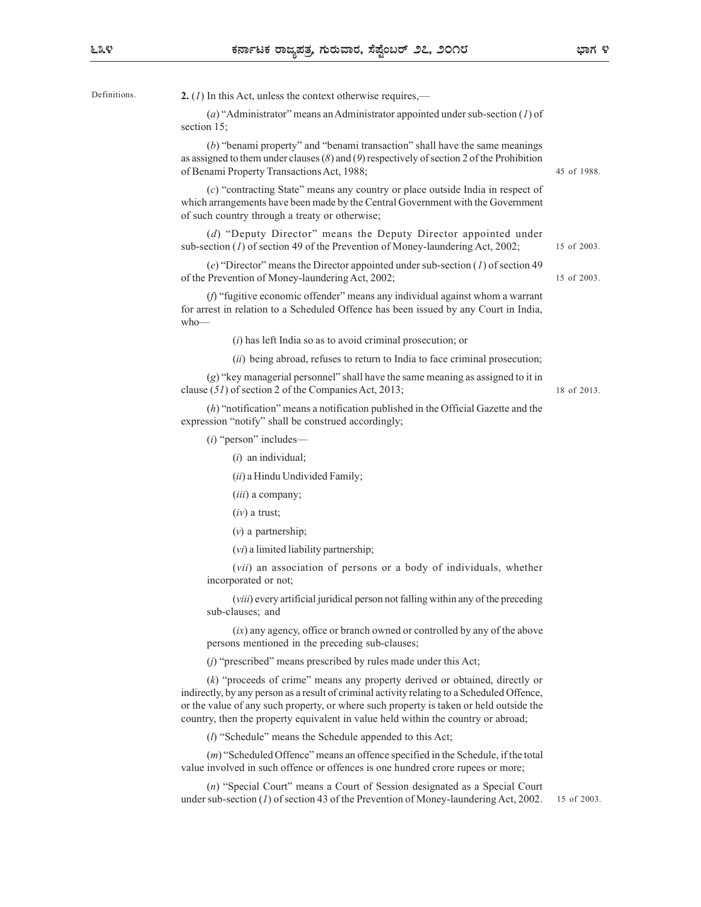Definitions.

**2.** (*1*) In this Act, unless the context otherwise requires,—

(*a*) "Administrator" means an Administrator appointed under sub-section (*1*) of section 15;

(*b*) "benami property" and "benami transaction" shall have the same meanings as assigned to them under clauses (*8*) and (*9*) respectively of section 2 of the Prohibition of Benami Property Transactions Act, 1988; 45 of 1988.

(*c*) "contracting State" means any country or place outside India in respect of which arrangements have been made by the Central Government with the Government of such country through a treaty or otherwise;

(*d*) "Deputy Director" means the Deputy Director appointed under sub-section (*1*) of section 49 of the Prevention of Money-laundering Act, 2002; 15 of 2003.

(*e*) "Director" means the Director appointed under sub-section (*1*) of section 49 of the Prevention of Money-laundering Act, 2002; 15 of 2003.

(*f*) "fugitive economic offender" means any individual against whom a warrant for arrest in relation to a Scheduled Offence has been issued by any Court in India, who—

(*i*) has left India so as to avoid criminal prosecution; or

(*ii*) being abroad, refuses to return to India to face criminal prosecution;

(*g*) "key managerial personnel" shall have the same meaning as assigned to it in clause (*51*) of section 2 of the Companies Act, 2013; 18 of 2013.

(*h*) "notification" means a notification published in the Official Gazette and the expression "notify" shall be construed accordingly;

(*i*) "person" includes—

(*i*) an individual;

(*ii*) a Hindu Undivided Family;

(*iii*) a company;

(*iv*) a trust;

(*v*) a partnership;

(*vi*) a limited liability partnership;

(*vii*) an association of persons or a body of individuals, whether incorporated or not;

(*viii*) every artificial juridical person not falling within any of the preceding sub-clauses; and

(*ix*) any agency, office or branch owned or controlled by any of the above persons mentioned in the preceding sub-clauses;

(*j*) "prescribed" means prescribed by rules made under this Act;

(*k*) "proceeds of crime" means any property derived or obtained, directly or indirectly, by any person as a result of criminal activity relating to a Scheduled Offence, or the value of any such property, or where such property is taken or held outside the country, then the property equivalent in value held within the country or abroad;

(*l*) "Schedule" means the Schedule appended to this Act;

(*m*) "Scheduled Offence" means an offence specified in the Schedule, if the total value involved in such offence or offences is one hundred crore rupees or more;

(*n*) "Special Court" means a Court of Session designated as a Special Court under sub-section (*1*) of section 43 of the Prevention of Money-laundering Act, 2002. 15 of 2003.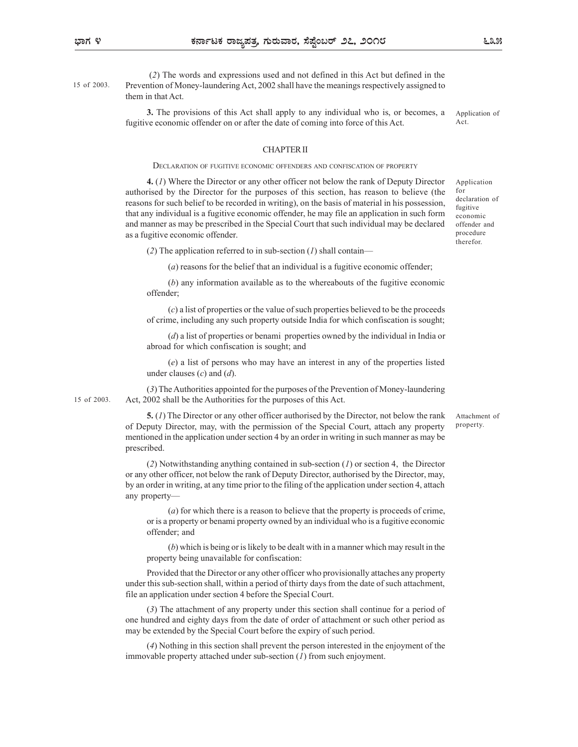(*2*) The words and expressions used and not defined in this Act but defined in the Prevention of Money-laundering Act, 2002 shall have the meanings respectively assigned to them in that Act. 15 of 2003.

Application of Act.

**3.** The provisions of this Act shall apply to any individual who is, or becomes, a fugitive economic offender on or after the date of coming into force of this Act.

## CHAPTER II

### DECLARATION OF FUGITIVE ECONOMIC OFFENDERS AND CONFISCATION OF PROPERTY

Application for declaration of fugitive economic offender and procedure therefor.

**4.** (*1*) Where the Director or any other officer not below the rank of Deputy Director authorised by the Director for the purposes of this section, has reason to believe (the reasons for such belief to be recorded in writing), on the basis of material in his possession, that any individual is a fugitive economic offender, he may file an application in such form and manner as may be prescribed in the Special Court that such individual may be declared as a fugitive economic offender.

(*2*) The application referred to in sub-section (*1*) shall contain—

(*a*) reasons for the belief that an individual is a fugitive economic offender;

(*b*) any information available as to the whereabouts of the fugitive economic offender;

(*c*) a list of properties or the value of such properties believed to be the proceeds of crime, including any such property outside India for which confiscation is sought;

(*d*) a list of properties or benami properties owned by the individual in India or abroad for which confiscation is sought; and

(*e*) a list of persons who may have an interest in any of the properties listed under clauses (*c*) and (*d*).

(*3*) The Authorities appointed for the purposes of the Prevention of Money-laundering Act, 2002 shall be the Authorities for the purposes of this Act. 15 of 2003.

Attachment of property.

**5.** (*1*) The Director or any other officer authorised by the Director, not below the rank of Deputy Director, may, with the permission of the Special Court, attach any property mentioned in the application under section 4 by an order in writing in such manner as may be prescribed.

(*2*) Notwithstanding anything contained in sub-section (*1*) or section 4, the Director or any other officer, not below the rank of Deputy Director, authorised by the Director, may, by an order in writing, at any time prior to the filing of the application under section 4, attach any property—

(*a*) for which there is a reason to believe that the property is proceeds of crime, or is a property or benami property owned by an individual who is a fugitive economic offender; and

(*b*) which is being or is likely to be dealt with in a manner which may result in the property being unavailable for confiscation:

Provided that the Director or any other officer who provisionally attaches any property under this sub-section shall, within a period of thirty days from the date of such attachment, file an application under section 4 before the Special Court.

(*3*) The attachment of any property under this section shall continue for a period of one hundred and eighty days from the date of order of attachment or such other period as may be extended by the Special Court before the expiry of such period.

(*4*) Nothing in this section shall prevent the person interested in the enjoyment of the immovable property attached under sub-section (*1*) from such enjoyment.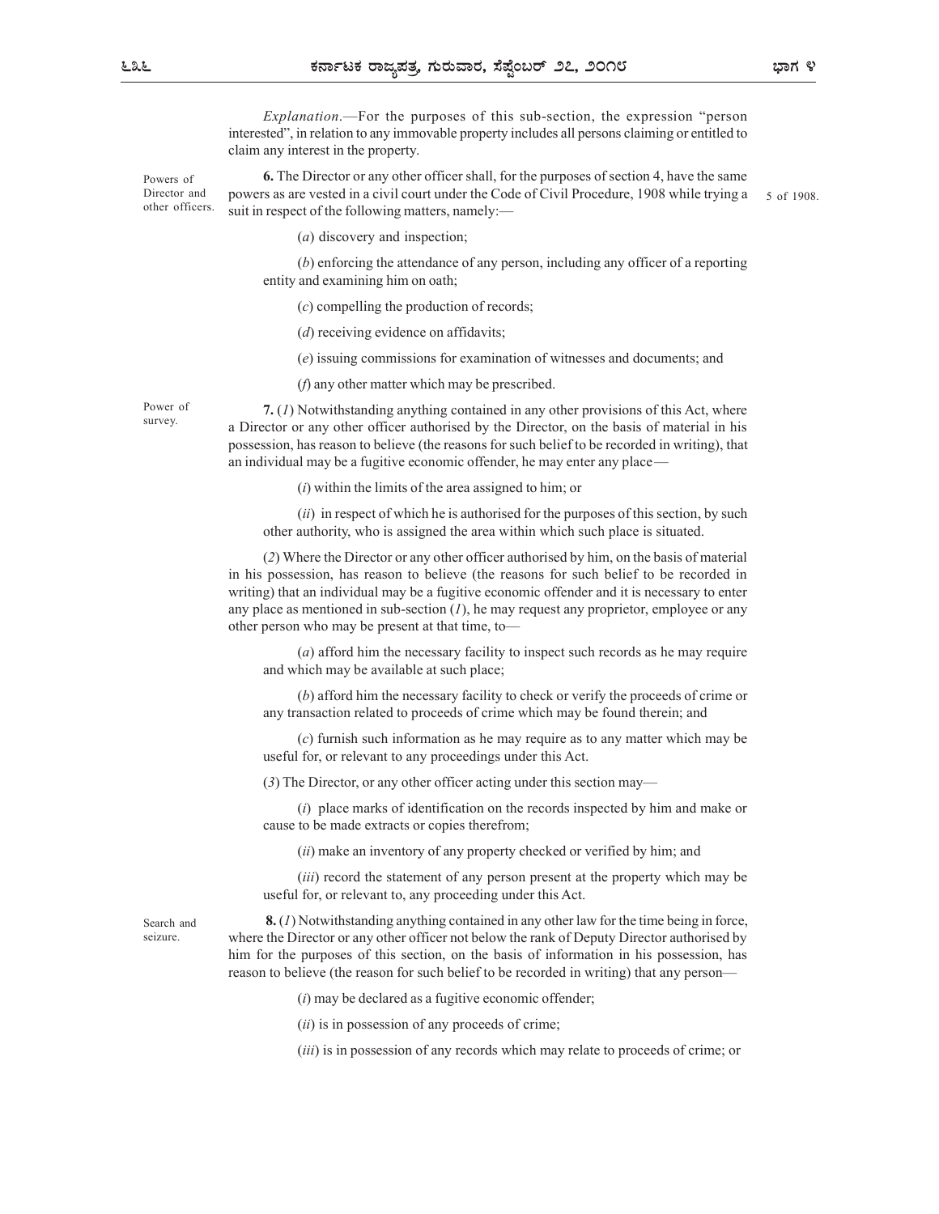*Explanation*.—For the purposes of this sub-section, the expression "person interested", in relation to any immovable property includes all persons claiming or entitled to claim any interest in the property.

Powers of Director and other officers.

**6.** The Director or any other officer shall, for the purposes of section 4, have the same powers as are vested in a civil court under the Code of Civil Procedure, 1908 while trying a suit in respect of the following matters, namely:—

5 of 1908.

(*a*) discovery and inspection;

(*b*) enforcing the attendance of any person, including any officer of a reporting entity and examining him on oath;

(*c*) compelling the production of records;

(*d*) receiving evidence on affidavits;

(*e*) issuing commissions for examination of witnesses and documents; and

(*f*) any other matter which may be prescribed.

Power of survey.

**7.** (*1*) Notwithstanding anything contained in any other provisions of this Act, where a Director or any other officer authorised by the Director, on the basis of material in his possession, has reason to believe (the reasons for such belief to be recorded in writing), that an individual may be a fugitive economic offender, he may enter any place—

(*i*) within the limits of the area assigned to him; or

(*ii*) in respect of which he is authorised for the purposes of this section, by such other authority, who is assigned the area within which such place is situated.

(*2*) Where the Director or any other officer authorised by him, on the basis of material in his possession, has reason to believe (the reasons for such belief to be recorded in writing) that an individual may be a fugitive economic offender and it is necessary to enter any place as mentioned in sub-section (*1*), he may request any proprietor, employee or any other person who may be present at that time, to—

(*a*) afford him the necessary facility to inspect such records as he may require and which may be available at such place;

(*b*) afford him the necessary facility to check or verify the proceeds of crime or any transaction related to proceeds of crime which may be found therein; and

(*c*) furnish such information as he may require as to any matter which may be useful for, or relevant to any proceedings under this Act.

(*3*) The Director, or any other officer acting under this section may—

(*i*) place marks of identification on the records inspected by him and make or cause to be made extracts or copies therefrom;

(*ii*) make an inventory of any property checked or verified by him; and

(*iii*) record the statement of any person present at the property which may be useful for, or relevant to, any proceeding under this Act.

Search and seizure.

**8.** (*1*) Notwithstanding anything contained in any other law for the time being in force, where the Director or any other officer not below the rank of Deputy Director authorised by him for the purposes of this section, on the basis of information in his possession, has reason to believe (the reason for such belief to be recorded in writing) that any person—

(*i*) may be declared as a fugitive economic offender;

(*ii*) is in possession of any proceeds of crime;

(*iii*) is in possession of any records which may relate to proceeds of crime; or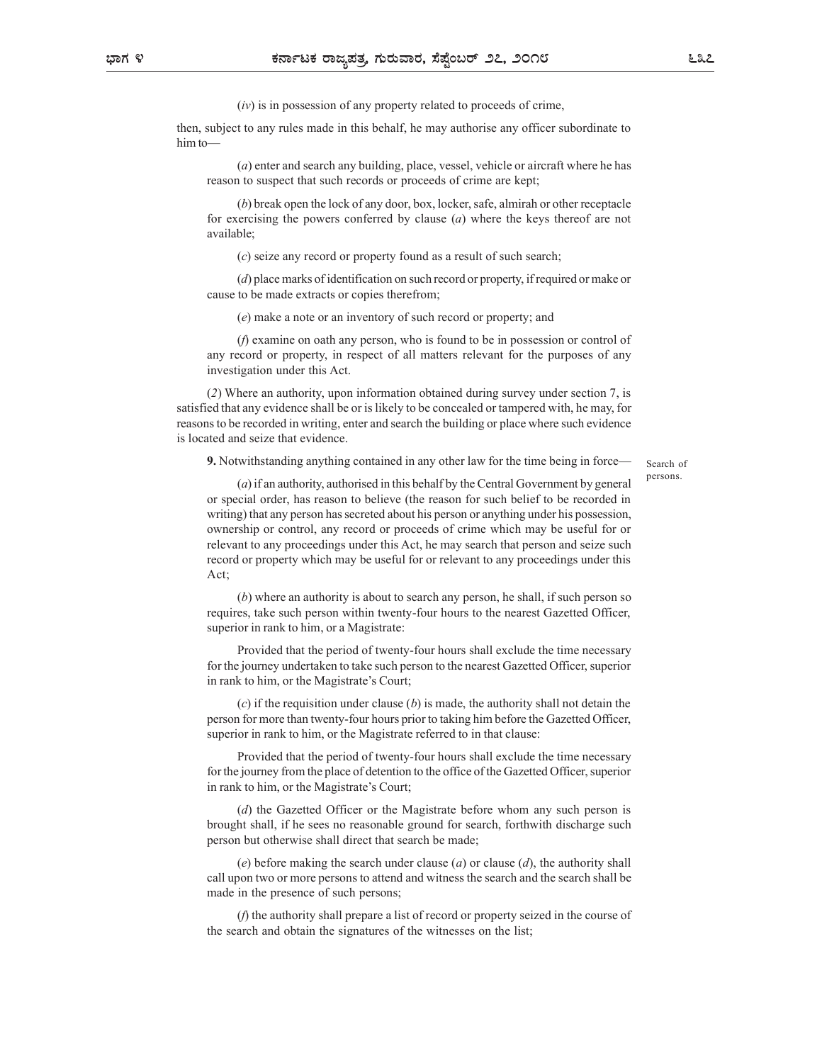(*iv*) is in possession of any property related to proceeds of crime,

then, subject to any rules made in this behalf, he may authorise any officer subordinate to him to—

(*a*) enter and search any building, place, vessel, vehicle or aircraft where he has reason to suspect that such records or proceeds of crime are kept;

(*b*) break open the lock of any door, box, locker, safe, almirah or other receptacle for exercising the powers conferred by clause (*a*) where the keys thereof are not available;

(*c*) seize any record or property found as a result of such search;

(*d*) place marks of identification on such record or property, if required or make or cause to be made extracts or copies therefrom;

(*e*) make a note or an inventory of such record or property; and

(*f*) examine on oath any person, who is found to be in possession or control of any record or property, in respect of all matters relevant for the purposes of any investigation under this Act.

(*2*) Where an authority, upon information obtained during survey under section 7, is satisfied that any evidence shall be or is likely to be concealed or tampered with, he may, for reasons to be recorded in writing, enter and search the building or place where such evidence is located and seize that evidence.

Search of persons.

**9.** Notwithstanding anything contained in any other law for the time being in force—

(*a*) if an authority, authorised in this behalf by the Central Government by general or special order, has reason to believe (the reason for such belief to be recorded in writing) that any person has secreted about his person or anything under his possession, ownership or control, any record or proceeds of crime which may be useful for or relevant to any proceedings under this Act, he may search that person and seize such record or property which may be useful for or relevant to any proceedings under this Act;

(*b*) where an authority is about to search any person, he shall, if such person so requires, take such person within twenty-four hours to the nearest Gazetted Officer, superior in rank to him, or a Magistrate:

Provided that the period of twenty-four hours shall exclude the time necessary for the journey undertaken to take such person to the nearest Gazetted Officer, superior in rank to him, or the Magistrate's Court;

(*c*) if the requisition under clause (*b*) is made, the authority shall not detain the person for more than twenty-four hours prior to taking him before the Gazetted Officer, superior in rank to him, or the Magistrate referred to in that clause:

Provided that the period of twenty-four hours shall exclude the time necessary for the journey from the place of detention to the office of the Gazetted Officer, superior in rank to him, or the Magistrate's Court;

(*d*) the Gazetted Officer or the Magistrate before whom any such person is brought shall, if he sees no reasonable ground for search, forthwith discharge such person but otherwise shall direct that search be made;

(*e*) before making the search under clause (*a*) or clause (*d*), the authority shall call upon two or more persons to attend and witness the search and the search shall be made in the presence of such persons;

(*f*) the authority shall prepare a list of record or property seized in the course of the search and obtain the signatures of the witnesses on the list;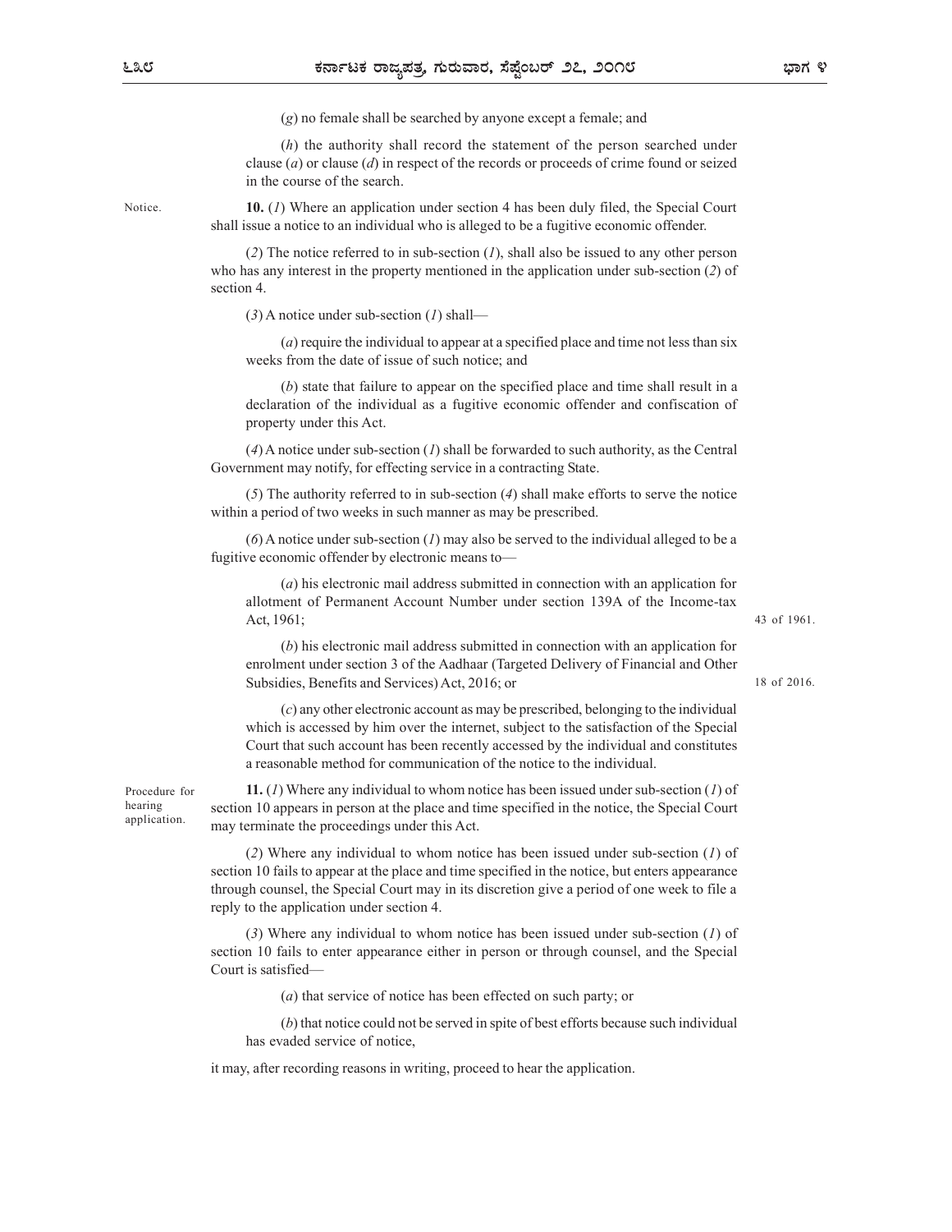(*g*) no female shall be searched by anyone except a female; and

(*h*) the authority shall record the statement of the person searched under clause (*a*) or clause (*d*) in respect of the records or proceeds of crime found or seized in the course of the search.

Notice.

**10.** (*1*) Where an application under section 4 has been duly filed, the Special Court shall issue a notice to an individual who is alleged to be a fugitive economic offender.

(*2*) The notice referred to in sub-section (*1*), shall also be issued to any other person who has any interest in the property mentioned in the application under sub-section (*2*) of section 4.

(*3*) A notice under sub-section (*1*) shall—

(*a*) require the individual to appear at a specified place and time not less than six weeks from the date of issue of such notice; and

(*b*) state that failure to appear on the specified place and time shall result in a declaration of the individual as a fugitive economic offender and confiscation of property under this Act.

(*4*) A notice under sub-section (*1*) shall be forwarded to such authority, as the Central Government may notify, for effecting service in a contracting State.

(*5*) The authority referred to in sub-section (*4*) shall make efforts to serve the notice within a period of two weeks in such manner as may be prescribed.

(*6*) A notice under sub-section (*1*) may also be served to the individual alleged to be a fugitive economic offender by electronic means to—

(*a*) his electronic mail address submitted in connection with an application for allotment of Permanent Account Number under section 139A of the Income-tax Act, 1961;

43 of 1961.

(*b*) his electronic mail address submitted in connection with an application for enrolment under section 3 of the Aadhaar (Targeted Delivery of Financial and Other Subsidies, Benefits and Services) Act, 2016; or

18 of 2016.

(*c*) any other electronic account as may be prescribed, belonging to the individual which is accessed by him over the internet, subject to the satisfaction of the Special Court that such account has been recently accessed by the individual and constitutes a reasonable method for communication of the notice to the individual.

Procedure for hearing application.

**11.** (*1*) Where any individual to whom notice has been issued under sub-section (*1*) of section 10 appears in person at the place and time specified in the notice, the Special Court may terminate the proceedings under this Act.

(*2*) Where any individual to whom notice has been issued under sub-section (*1*) of section 10 fails to appear at the place and time specified in the notice, but enters appearance through counsel, the Special Court may in its discretion give a period of one week to file a reply to the application under section 4.

(*3*) Where any individual to whom notice has been issued under sub-section (*1*) of section 10 fails to enter appearance either in person or through counsel, and the Special Court is satisfied—

(*a*) that service of notice has been effected on such party; or

(*b*) that notice could not be served in spite of best efforts because such individual has evaded service of notice,

it may, after recording reasons in writing, proceed to hear the application.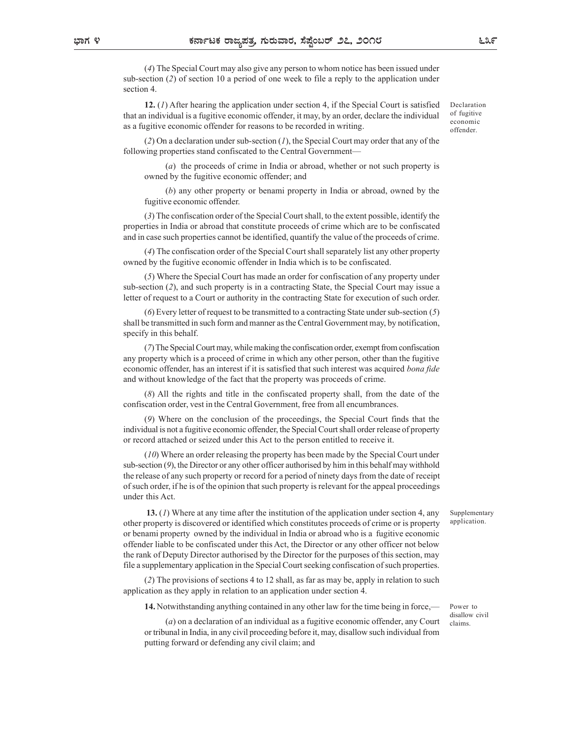(*4*) The Special Court may also give any person to whom notice has been issued under sub-section (*2*) of section 10 a period of one week to file a reply to the application under section 4.

**Declaration of fugitive economic offender.**

**12.** (*1*) After hearing the application under section 4, if the Special Court is satisfied that an individual is a fugitive economic offender, it may, by an order, declare the individual as a fugitive economic offender for reasons to be recorded in writing.

(*2*) On a declaration under sub-section (*1*), the Special Court may order that any of the following properties stand confiscated to the Central Government—

(*a*) the proceeds of crime in India or abroad, whether or not such property is owned by the fugitive economic offender; and

(*b*) any other property or benami property in India or abroad, owned by the fugitive economic offender.

(*3*) The confiscation order of the Special Court shall, to the extent possible, identify the properties in India or abroad that constitute proceeds of crime which are to be confiscated and in case such properties cannot be identified, quantify the value of the proceeds of crime.

(*4*) The confiscation order of the Special Court shall separately list any other property owned by the fugitive economic offender in India which is to be confiscated.

(*5*) Where the Special Court has made an order for confiscation of any property under sub-section (*2*), and such property is in a contracting State, the Special Court may issue a letter of request to a Court or authority in the contracting State for execution of such order.

(*6*) Every letter of request to be transmitted to a contracting State under sub-section (*5*) shall be transmitted in such form and manner as the Central Government may, by notification, specify in this behalf.

(*7*) The Special Court may, while making the confiscation order, exempt from confiscation any property which is a proceed of crime in which any other person, other than the fugitive economic offender, has an interest if it is satisfied that such interest was acquired *bona fide* and without knowledge of the fact that the property was proceeds of crime.

(*8*) All the rights and title in the confiscated property shall, from the date of the confiscation order, vest in the Central Government, free from all encumbrances.

(*9*) Where on the conclusion of the proceedings, the Special Court finds that the individual is not a fugitive economic offender, the Special Court shall order release of property or record attached or seized under this Act to the person entitled to receive it.

(*10*) Where an order releasing the property has been made by the Special Court under sub-section (*9*), the Director or any other officer authorised by him in this behalf may withhold the release of any such property or record for a period of ninety days from the date of receipt of such order, if he is of the opinion that such property is relevant for the appeal proceedings under this Act.

**Supplementary application.**

**13.** (*1*) Where at any time after the institution of the application under section 4, any other property is discovered or identified which constitutes proceeds of crime or is property or benami property owned by the individual in India or abroad who is a fugitive economic offender liable to be confiscated under this Act, the Director or any other officer not below the rank of Deputy Director authorised by the Director for the purposes of this section, may file a supplementary application in the Special Court seeking confiscation of such properties.

(*2*) The provisions of sections 4 to 12 shall, as far as may be, apply in relation to such application as they apply in relation to an application under section 4.

**Power to disallow civil claims.**

**14.** Notwithstanding anything contained in any other law for the time being in force,—

(*a*) on a declaration of an individual as a fugitive economic offender, any Court or tribunal in India, in any civil proceeding before it, may, disallow such individual from putting forward or defending any civil claim; and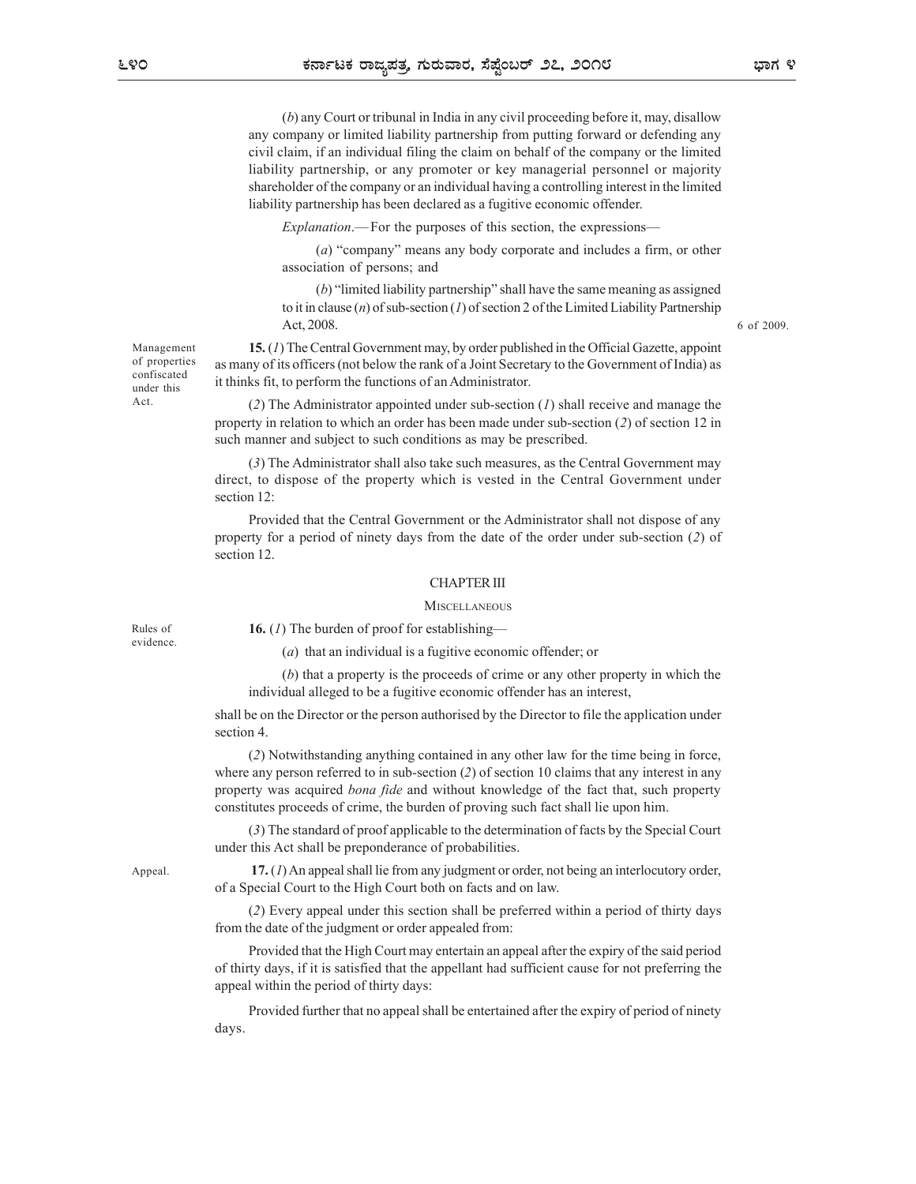(*b*) any Court or tribunal in India in any civil proceeding before it, may, disallow any company or limited liability partnership from putting forward or defending any civil claim, if an individual filing the claim on behalf of the company or the limited liability partnership, or any promoter or key managerial personnel or majority shareholder of the company or an individual having a controlling interest in the limited liability partnership has been declared as a fugitive economic offender.

*Explanation*.— For the purposes of this section, the expressions—

(*a*) "company" means any body corporate and includes a firm, or other association of persons; and

(*b*) "limited liability partnership" shall have the same meaning as assigned to it in clause (*n*) of sub-section (*1*) of section 2 of the Limited Liability Partnership Act, 2008. 6 of 2009.

Management of properties confiscated under this Act.

**15.** (*1*) The Central Government may, by order published in the Official Gazette, appoint as many of its officers (not below the rank of a Joint Secretary to the Government of India) as it thinks fit, to perform the functions of an Administrator.

(*2*) The Administrator appointed under sub-section (*1*) shall receive and manage the property in relation to which an order has been made under sub-section (*2*) of section 12 in such manner and subject to such conditions as may be prescribed.

(*3*) The Administrator shall also take such measures, as the Central Government may direct, to dispose of the property which is vested in the Central Government under section 12:

Provided that the Central Government or the Administrator shall not dispose of any property for a period of ninety days from the date of the order under sub-section (*2*) of section 12.

## CHAPTER III

### MISCELLANEOUS

Rules of evidence.

**16.** (*1*) The burden of proof for establishing—

(*a*) that an individual is a fugitive economic offender; or

(*b*) that a property is the proceeds of crime or any other property in which the individual alleged to be a fugitive economic offender has an interest,

shall be on the Director or the person authorised by the Director to file the application under section 4.

(*2*) Notwithstanding anything contained in any other law for the time being in force, where any person referred to in sub-section (*2*) of section 10 claims that any interest in any property was acquired *bona fide* and without knowledge of the fact that, such property constitutes proceeds of crime, the burden of proving such fact shall lie upon him.

(*3*) The standard of proof applicable to the determination of facts by the Special Court under this Act shall be preponderance of probabilities.

Appeal.

**17.** (*1*) An appeal shall lie from any judgment or order, not being an interlocutory order, of a Special Court to the High Court both on facts and on law.

(*2*) Every appeal under this section shall be preferred within a period of thirty days from the date of the judgment or order appealed from:

Provided that the High Court may entertain an appeal after the expiry of the said period of thirty days, if it is satisfied that the appellant had sufficient cause for not preferring the appeal within the period of thirty days:

Provided further that no appeal shall be entertained after the expiry of period of ninety days.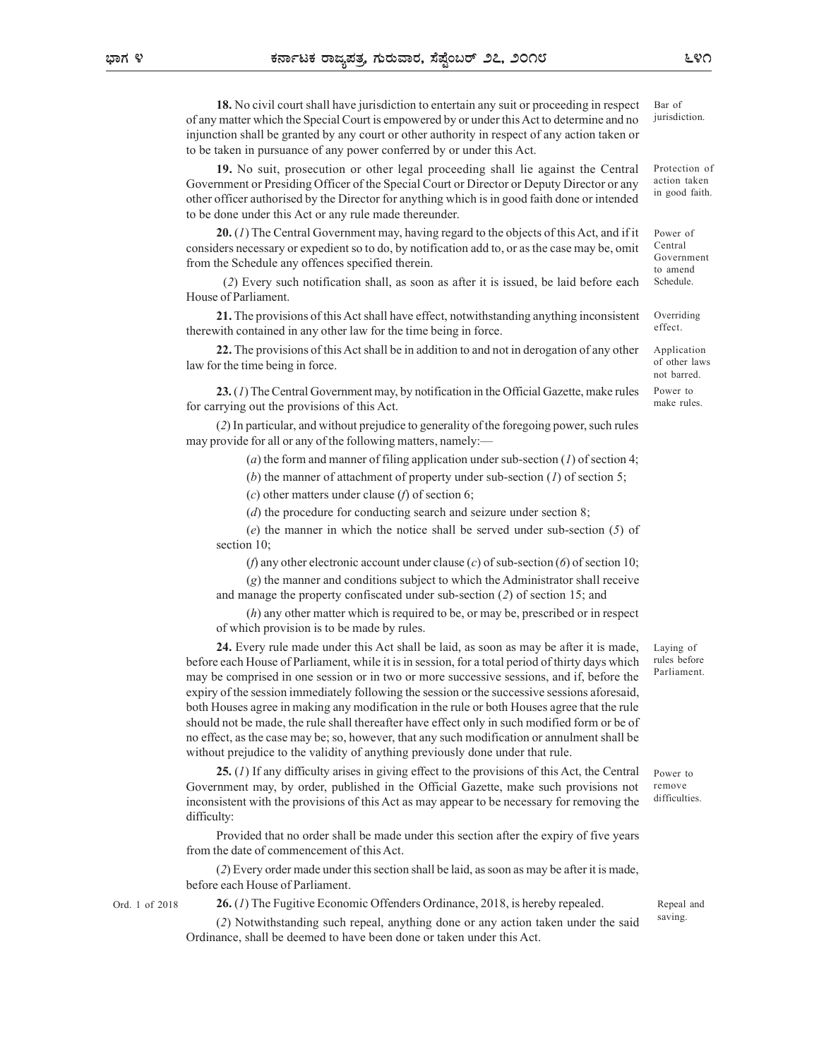**18.** No civil court shall have jurisdiction to entertain any suit or proceeding in respect of any matter which the Special Court is empowered by or under this Act to determine and no injunction shall be granted by any court or other authority in respect of any action taken or to be taken in pursuance of any power conferred by or under this Act.

Bar of jurisdiction.

**19.** No suit, prosecution or other legal proceeding shall lie against the Central Government or Presiding Officer of the Special Court or Director or Deputy Director or any other officer authorised by the Director for anything which is in good faith done or intended to be done under this Act or any rule made thereunder.

Protection of action taken in good faith.

**20.** (*1*) The Central Government may, having regard to the objects of this Act, and if it considers necessary or expedient so to do, by notification add to, or as the case may be, omit from the Schedule any offences specified therein.

Power of Central Government to amend Schedule.

(*2*) Every such notification shall, as soon as after it is issued, be laid before each House of Parliament.

**21.** The provisions of this Act shall have effect, notwithstanding anything inconsistent therewith contained in any other law for the time being in force.

Overriding effect.

**22.** The provisions of this Act shall be in addition to and not in derogation of any other law for the time being in force.

Application of other laws not barred.

**23.** (*1*) The Central Government may, by notification in the Official Gazette, make rules for carrying out the provisions of this Act.

Power to make rules.

(*2*) In particular, and without prejudice to generality of the foregoing power, such rules may provide for all or any of the following matters, namely:—

(*a*) the form and manner of filing application under sub-section (*1*) of section 4;

(*b*) the manner of attachment of property under sub-section (*1*) of section 5;

(*c*) other matters under clause (*f*) of section 6;

(*d*) the procedure for conducting search and seizure under section 8;

(*e*) the manner in which the notice shall be served under sub-section (*5*) of section 10;

(*f*) any other electronic account under clause (*c*) of sub-section (*6*) of section 10;

(*g*) the manner and conditions subject to which the Administrator shall receive and manage the property confiscated under sub-section (*2*) of section 15; and

(*h*) any other matter which is required to be, or may be, prescribed or in respect of which provision is to be made by rules.

**24.** Every rule made under this Act shall be laid, as soon as may be after it is made, before each House of Parliament, while it is in session, for a total period of thirty days which may be comprised in one session or in two or more successive sessions, and if, before the expiry of the session immediately following the session or the successive sessions aforesaid, both Houses agree in making any modification in the rule or both Houses agree that the rule should not be made, the rule shall thereafter have effect only in such modified form or be of no effect, as the case may be; so, however, that any such modification or annulment shall be without prejudice to the validity of anything previously done under that rule.

Laying of rules before Parliament.

**25.** (*1*) If any difficulty arises in giving effect to the provisions of this Act, the Central Government may, by order, published in the Official Gazette, make such provisions not inconsistent with the provisions of this Act as may appear to be necessary for removing the difficulty:

Power to remove difficulties.

Provided that no order shall be made under this section after the expiry of five years from the date of commencement of this Act.

(*2*) Every order made under this section shall be laid, as soon as may be after it is made, before each House of Parliament.

Ord. 1 of 2018

**26.** (*1*) The Fugitive Economic Offenders Ordinance, 2018, is hereby repealed.

Repeal and saving.

(*2*) Notwithstanding such repeal, anything done or any action taken under the said Ordinance, shall be deemed to have been done or taken under this Act.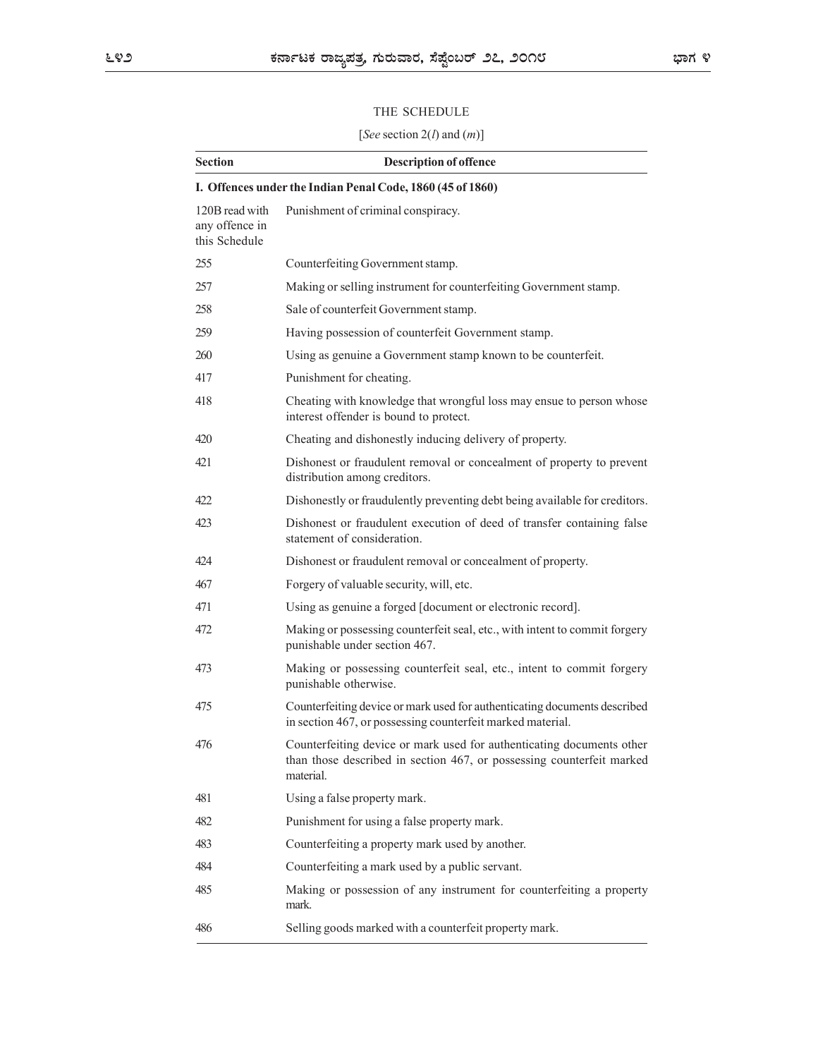THE SCHEDULE

[*See* section 2(*l*) and (*m*)]

| Section | Description of offence |
|---|---|
| **I. Offences under the Indian Penal Code, 1860 (45 of 1860)** | |
| 120B read with any offence in this Schedule | Punishment of criminal conspiracy. |
| 255 | Counterfeiting Government stamp. |
| 257 | Making or selling instrument for counterfeiting Government stamp. |
| 258 | Sale of counterfeit Government stamp. |
| 259 | Having possession of counterfeit Government stamp. |
| 260 | Using as genuine a Government stamp known to be counterfeit. |
| 417 | Punishment for cheating. |
| 418 | Cheating with knowledge that wrongful loss may ensue to person whose interest offender is bound to protect. |
| 420 | Cheating and dishonestly inducing delivery of property. |
| 421 | Dishonest or fraudulent removal or concealment of property to prevent distribution among creditors. |
| 422 | Dishonestly or fraudulently preventing debt being available for creditors. |
| 423 | Dishonest or fraudulent execution of deed of transfer containing false statement of consideration. |
| 424 | Dishonest or fraudulent removal or concealment of property. |
| 467 | Forgery of valuable security, will, etc. |
| 471 | Using as genuine a forged [document or electronic record]. |
| 472 | Making or possessing counterfeit seal, etc., with intent to commit forgery punishable under section 467. |
| 473 | Making or possessing counterfeit seal, etc., intent to commit forgery punishable otherwise. |
| 475 | Counterfeiting device or mark used for authenticating documents described in section 467, or possessing counterfeit marked material. |
| 476 | Counterfeiting device or mark used for authenticating documents other than those described in section 467, or possessing counterfeit marked material. |
| 481 | Using a false property mark. |
| 482 | Punishment for using a false property mark. |
| 483 | Counterfeiting a property mark used by another. |
| 484 | Counterfeiting a mark used by a public servant. |
| 485 | Making or possession of any instrument for counterfeiting a property mark. |
| 486 | Selling goods marked with a counterfeit property mark. |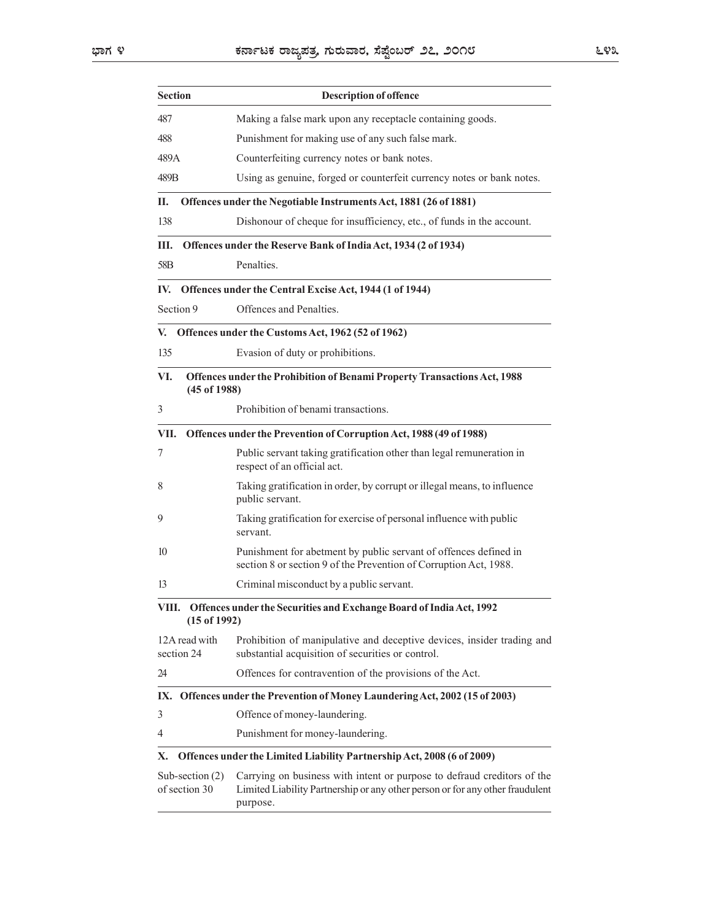| Section | Description of offence |
|---|---|
| 487 | Making a false mark upon any receptacle containing goods. |
| 488 | Punishment for making use of any such false mark. |
| 489A | Counterfeiting currency notes or bank notes. |
| 489B | Using as genuine, forged or counterfeit currency notes or bank notes. |
| **II. Offences under the Negotiable Instruments Act, 1881 (26 of 1881)** | |
| 138 | Dishonour of cheque for insufficiency, etc., of funds in the account. |
| **III. Offences under the Reserve Bank of India Act, 1934 (2 of 1934)** | |
| 58B | Penalties. |
| **IV. Offences under the Central Excise Act, 1944 (1 of 1944)** | |
| Section 9 | Offences and Penalties. |
| **V. Offences under the Customs Act, 1962 (52 of 1962)** | |
| 135 | Evasion of duty or prohibitions. |
| **VI. Offences under the Prohibition of Benami Property Transactions Act, 1988 (45 of 1988)** | |
| 3 | Prohibition of benami transactions. |
| **VII. Offences under the Prevention of Corruption Act, 1988 (49 of 1988)** | |
| 7 | Public servant taking gratification other than legal remuneration in respect of an official act. |
| 8 | Taking gratification in order, by corrupt or illegal means, to influence public servant. |
| 9 | Taking gratification for exercise of personal influence with public servant. |
| 10 | Punishment for abetment by public servant of offences defined in section 8 or section 9 of the Prevention of Corruption Act, 1988. |
| 13 | Criminal misconduct by a public servant. |
| **VIII. Offences under the Securities and Exchange Board of India Act, 1992 (15 of 1992)** | |
| 12A read with section 24 | Prohibition of manipulative and deceptive devices, insider trading and substantial acquisition of securities or control. |
| 24 | Offences for contravention of the provisions of the Act. |
| **IX. Offences under the Prevention of Money Laundering Act, 2002 (15 of 2003)** | |
| 3 | Offence of money-laundering. |
| 4 | Punishment for money-laundering. |
| **X. Offences under the Limited Liability Partnership Act, 2008 (6 of 2009)** | |
| Sub-section (2) of section 30 | Carrying on business with intent or purpose to defraud creditors of the Limited Liability Partnership or any other person or for any other fraudulent purpose. |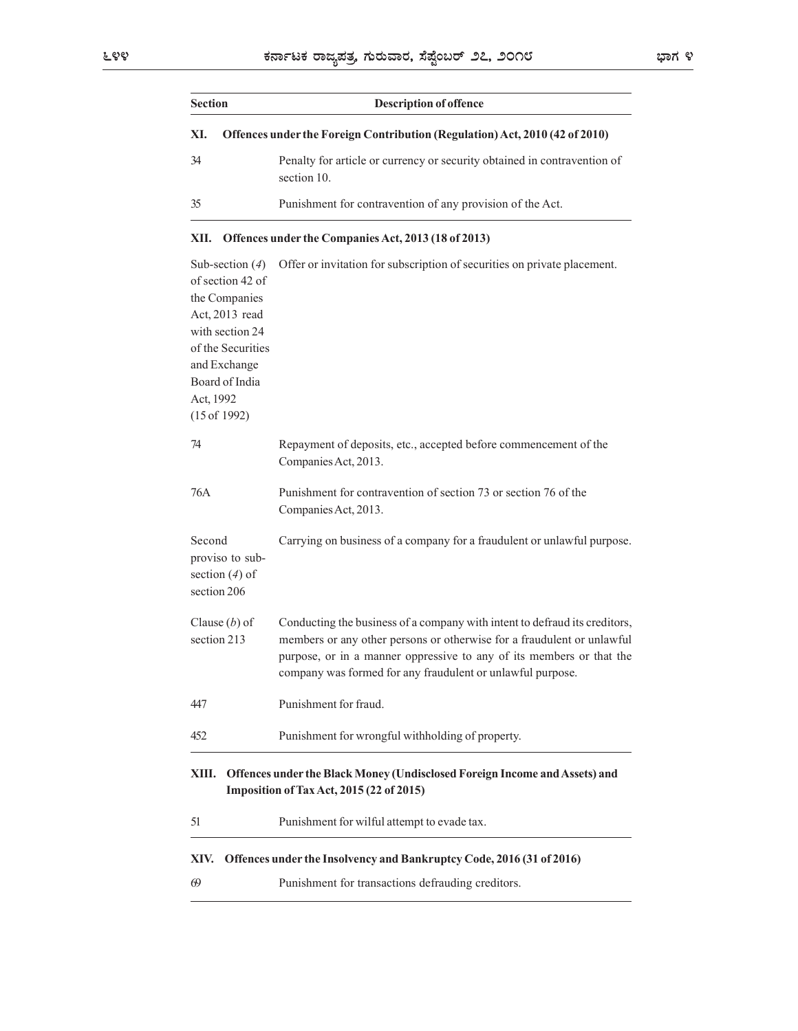| Section | Description of offence |
|---|---|
| **XI. Offences under the Foreign Contribution (Regulation) Act, 2010 (42 of 2010)** | |
| 34 | Penalty for article or currency or security obtained in contravention of section 10. |
| 35 | Punishment for contravention of any provision of the Act. |
| **XII. Offences under the Companies Act, 2013 (18 of 2013)** | |
| Sub-section (*4*) of section 42 of the Companies Act, 2013 read with section 24 of the Securities and Exchange Board of India Act, 1992 (15 of 1992) | Offer or invitation for subscription of securities on private placement. |
| 74 | Repayment of deposits, etc., accepted before commencement of the Companies Act, 2013. |
| 76A | Punishment for contravention of section 73 or section 76 of the Companies Act, 2013. |
| Second proviso to sub-section (*4*) of section 206 | Carrying on business of a company for a fraudulent or unlawful purpose. |
| Clause (*b*) of section 213 | Conducting the business of a company with intent to defraud its creditors, members or any other persons or otherwise for a fraudulent or unlawful purpose, or in a manner oppressive to any of its members or that the company was formed for any fraudulent or unlawful purpose. |
| 447 | Punishment for fraud. |
| 452 | Punishment for wrongful withholding of property. |
| **XIII. Offences under the Black Money (Undisclosed Foreign Income and Assets) and Imposition of Tax Act, 2015 (22 of 2015)** | |
| 51 | Punishment for wilful attempt to evade tax. |
| **XIV. Offences under the Insolvency and Bankruptcy Code, 2016 (31 of 2016)** | |
| 69 | Punishment for transactions defrauding creditors. |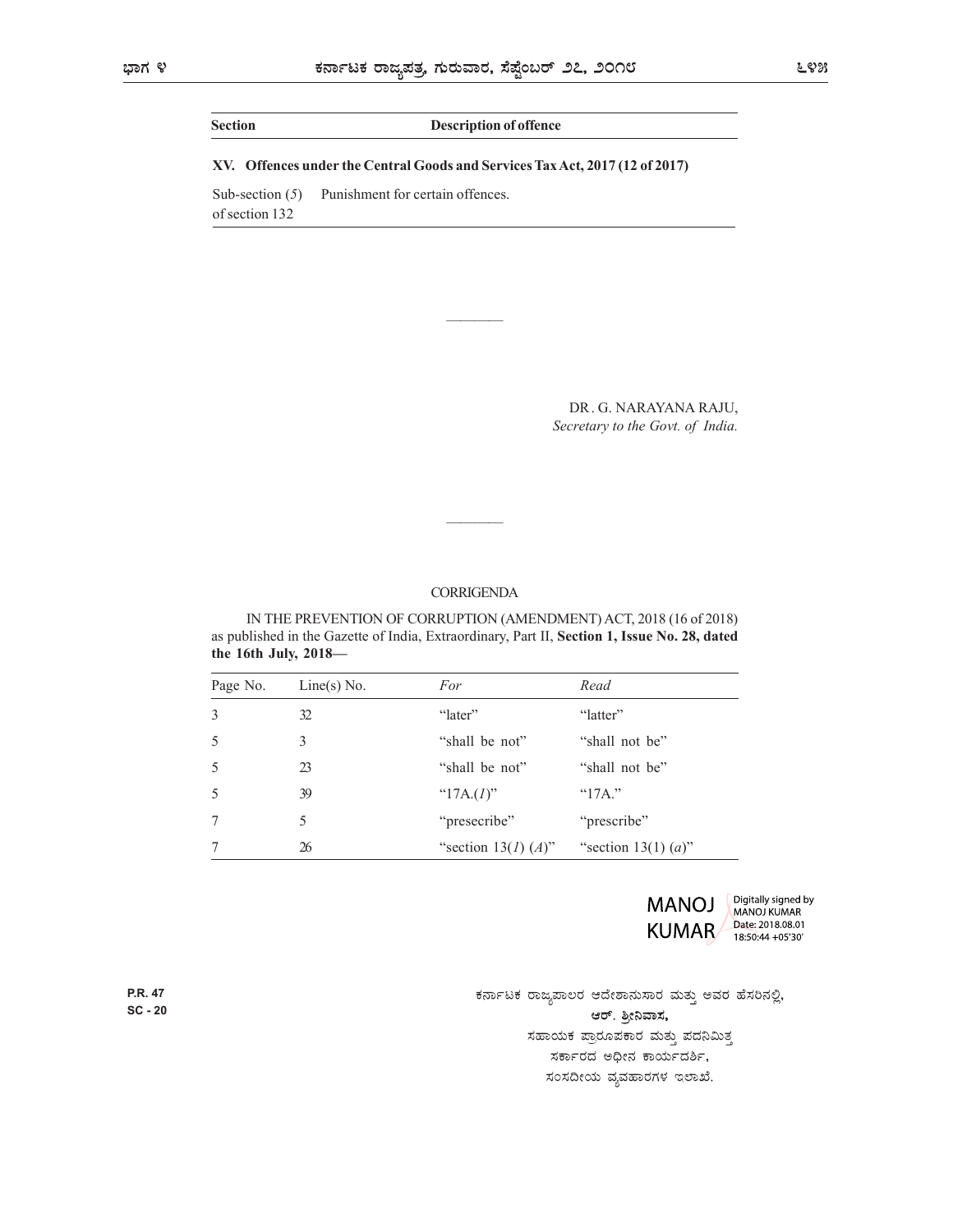| Section | Description of offence |
|---|---|
| **XV. Offences under the Central Goods and Services Tax Act, 2017 (12 of 2017)** | |
| Sub-section (*5*) of section 132 | Punishment for certain offences. |

————

DR . G. NARAYANA RAJU,
*Secretary to the Govt. of India.*

————

CORRIGENDA

IN THE PREVENTION OF CORRUPTION (AMENDMENT) ACT, 2018 (16 of 2018) as published in the Gazette of India, Extraordinary, Part II, **Section 1, Issue No. 28, dated the 16th July, 2018—**

| Page No. | Line(s) No. | *For* | *Read* |
|---|---|---|---|
| 3 | 32 | "later" | "latter" |
| 5 | 3 | "shall be not" | "shall not be" |
| 5 | 23 | "shall be not" | "shall not be" |
| 5 | 39 | "17A.(*1*)" | "17A." |
| 7 | 5 | "presecribe" | "prescribe" |
| 7 | 26 | "section 13(*1*) (*A*)" | "section 13(1) (*a*)" |

MANOJ KUMAR
Digitally signed by MANOJ KUMAR
Date: 2018.08.01 18:50:44 +05'30'

P.R. 47
SC - 20

ಕರ್ನಾಟಕ ರಾಜ್ಯಪಾಲರ ಆದೇಶಾನುಸಾರ ಮತ್ತು ಅವರ ಹೆಸರಿನಲ್ಲಿ,
**ಆರ್. ಶ್ರೀನಿವಾಸ,**
ಸಹಾಯಕ ಪ್ರಾರೂಪಕಾರ ಮತ್ತು ಪದನಿಮಿತ್ತ
ಸರ್ಕಾರದ ಅಧೀನ ಕಾರ್ಯದರ್ಶಿ,
ಸಂಸದೀಯ ವ್ಯವಹಾರಗಳ ಇಲಾಖೆ.